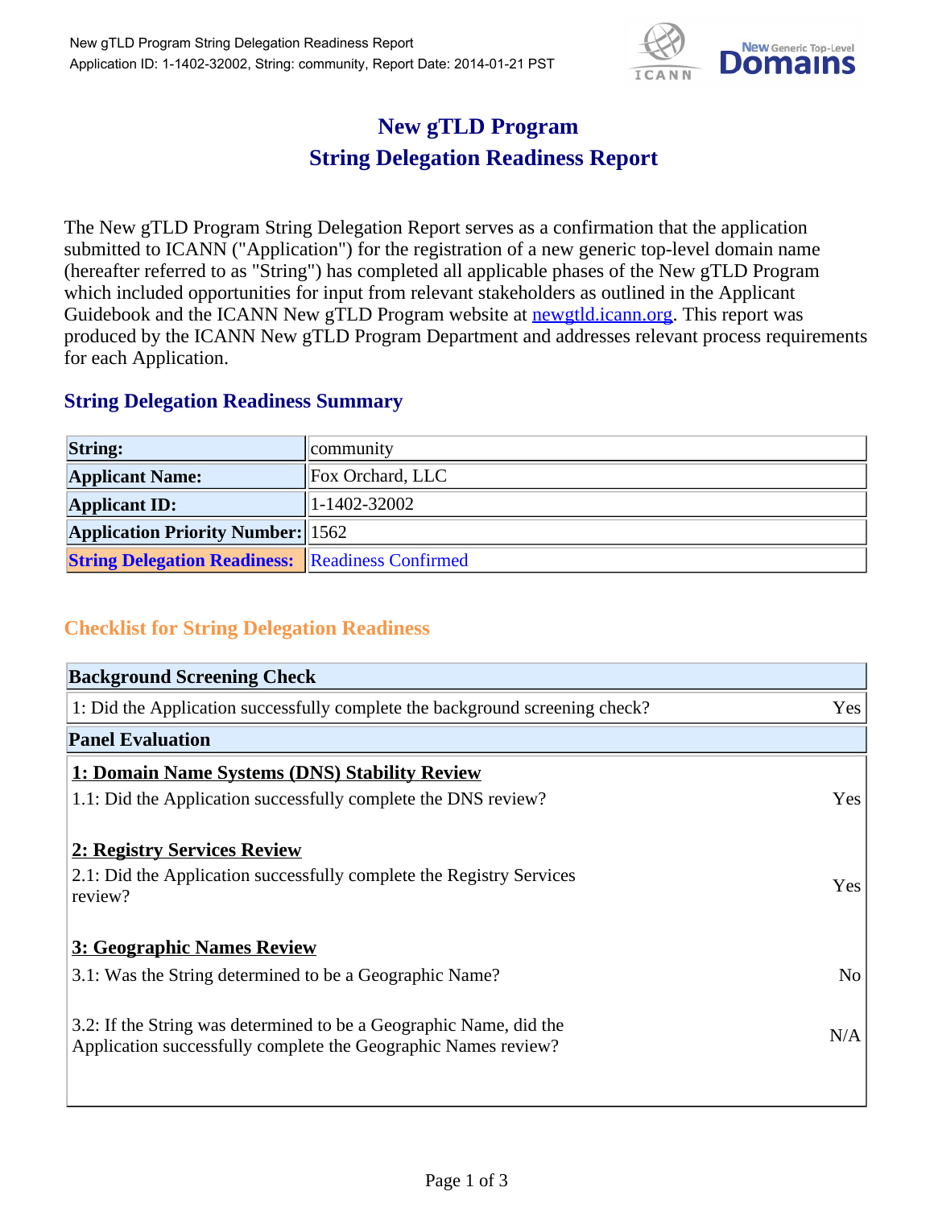# New gTLD Program
# String Delegation Readiness Report

The New gTLD Program String Delegation Report serves as a confirmation that the application submitted to ICANN ("Application") for the registration of a new generic top-level domain name (hereafter referred to as "String") has completed all applicable phases of the New gTLD Program which included opportunities for input from relevant stakeholders as outlined in the Applicant Guidebook and the ICANN New gTLD Program website at newgtld.icann.org. This report was produced by the ICANN New gTLD Program Department and addresses relevant process requirements for each Application.

## String Delegation Readiness Summary

| | |
|---|---|
| **String:** | community |
| **Applicant Name:** | Fox Orchard, LLC |
| **Applicant ID:** | 1-1402-32002 |
| **Application Priority Number:** | 1562 |
| **String Delegation Readiness:** | Readiness Confirmed |

## Checklist for String Delegation Readiness

| **Background Screening Check** | |
|---|---|
| 1: Did the Application successfully complete the background screening check? | Yes |
| **Panel Evaluation** | |
| **1: Domain Name Systems (DNS) Stability Review** | |
| 1.1: Did the Application successfully complete the DNS review? | Yes |
| **2: Registry Services Review** | |
| 2.1: Did the Application successfully complete the Registry Services review? | Yes |
| **3: Geographic Names Review** | |
| 3.1: Was the String determined to be a Geographic Name? | No |
| 3.2: If the String was determined to be a Geographic Name, did the Application successfully complete the Geographic Names review? | N/A |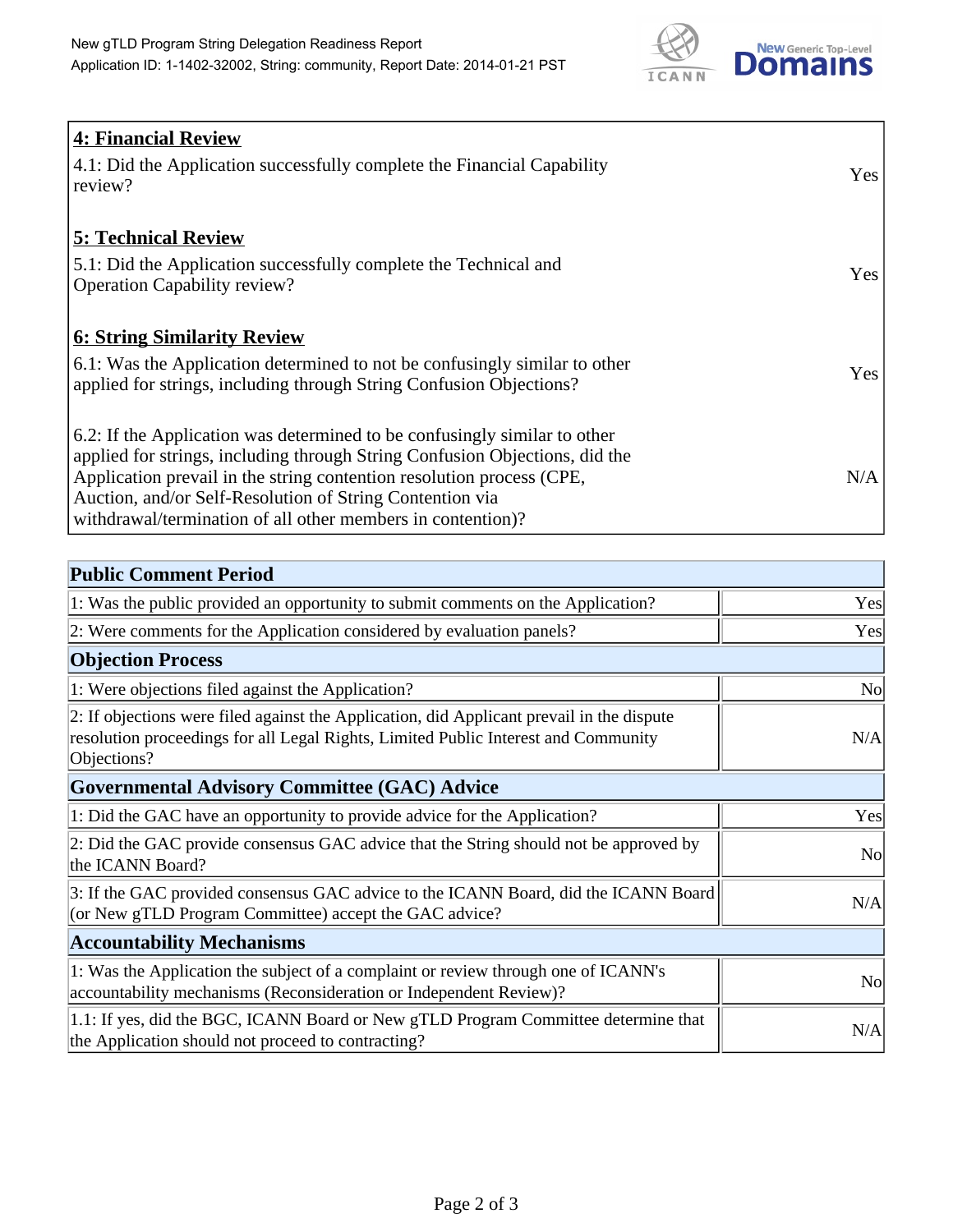## 4: Financial Review

| | |
|---|---|
| 4.1: Did the Application successfully complete the Financial Capability review? | Yes |

## 5: Technical Review

| | |
|---|---|
| 5.1: Did the Application successfully complete the Technical and Operation Capability review? | Yes |

## 6: String Similarity Review

| | |
|---|---|
| 6.1: Was the Application determined to not be confusingly similar to other applied for strings, including through String Confusion Objections? | Yes |
| 6.2: If the Application was determined to be confusingly similar to other applied for strings, including through String Confusion Objections, did the Application prevail in the string contention resolution process (CPE, Auction, and/or Self-Resolution of String Contention via withdrawal/termination of all other members in contention)? | N/A |

| Public Comment Period | |
|---|---|
| 1: Was the public provided an opportunity to submit comments on the Application? | Yes |
| 2: Were comments for the Application considered by evaluation panels? | Yes |
| **Objection Process** | |
| 1: Were objections filed against the Application? | No |
| 2: If objections were filed against the Application, did Applicant prevail in the dispute resolution proceedings for all Legal Rights, Limited Public Interest and Community Objections? | N/A |
| **Governmental Advisory Committee (GAC) Advice** | |
| 1: Did the GAC have an opportunity to provide advice for the Application? | Yes |
| 2: Did the GAC provide consensus GAC advice that the String should not be approved by the ICANN Board? | No |
| 3: If the GAC provided consensus GAC advice to the ICANN Board, did the ICANN Board (or New gTLD Program Committee) accept the GAC advice? | N/A |
| **Accountability Mechanisms** | |
| 1: Was the Application the subject of a complaint or review through one of ICANN's accountability mechanisms (Reconsideration or Independent Review)? | No |
| 1.1: If yes, did the BGC, ICANN Board or New gTLD Program Committee determine that the Application should not proceed to contracting? | N/A |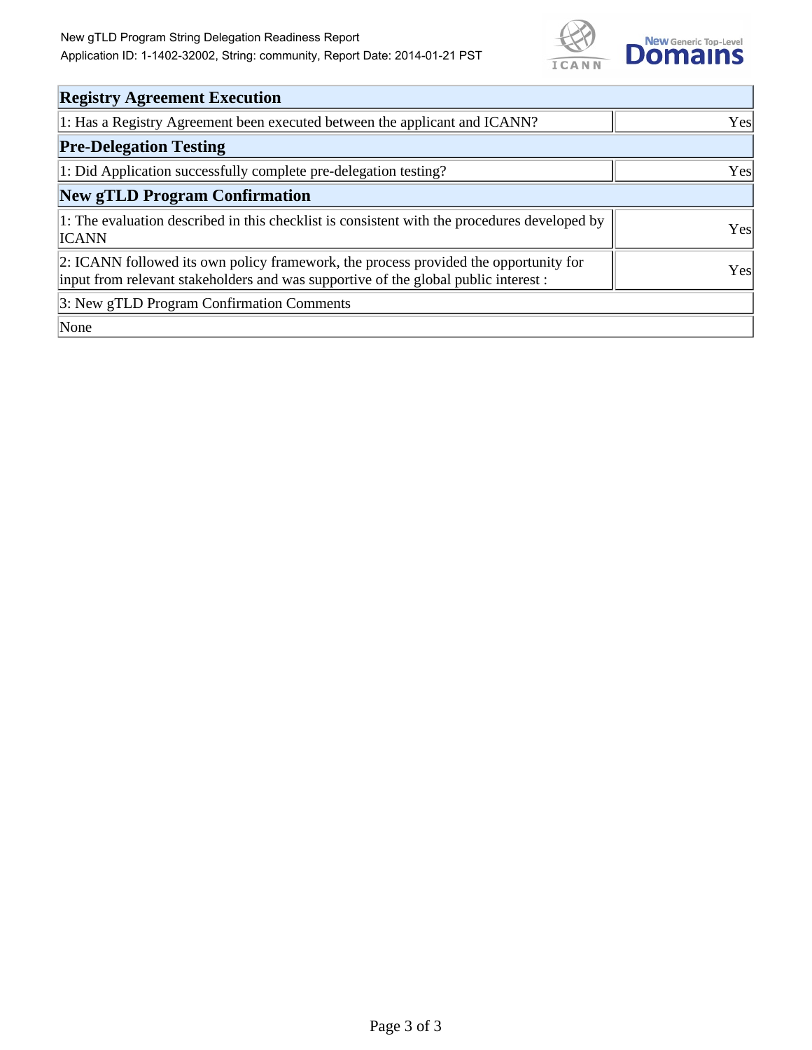## Registry Agreement Execution

| | |
|---|---|
| 1: Has a Registry Agreement been executed between the applicant and ICANN? | Yes |

## Pre-Delegation Testing

| | |
|---|---|
| 1: Did Application successfully complete pre-delegation testing? | Yes |

## New gTLD Program Confirmation

| | |
|---|---|
| 1: The evaluation described in this checklist is consistent with the procedures developed by ICANN | Yes |
| 2: ICANN followed its own policy framework, the process provided the opportunity for input from relevant stakeholders and was supportive of the global public interest : | Yes |

3: New gTLD Program Confirmation Comments

None